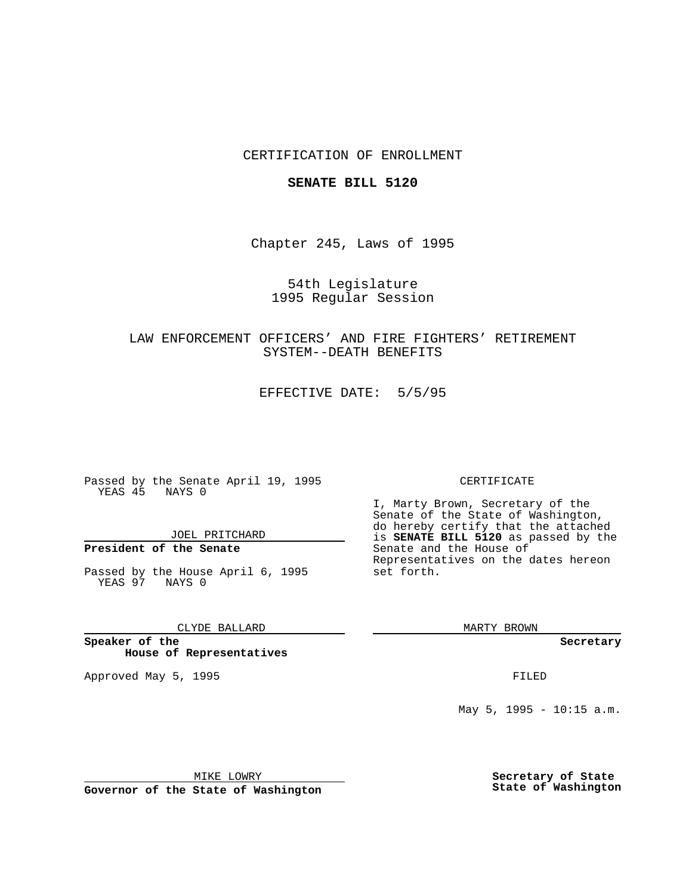CERTIFICATION OF ENROLLMENT

**SENATE BILL 5120**

Chapter 245, Laws of 1995

54th Legislature
1995 Regular Session

LAW ENFORCEMENT OFFICERS' AND FIRE FIGHTERS' RETIREMENT SYSTEM--DEATH BENEFITS

EFFECTIVE DATE: 5/5/95

Passed by the Senate April 19, 1995
YEAS 45 NAYS 0

JOEL PRITCHARD

**President of the Senate**

Passed by the House April 6, 1995
YEAS 97 NAYS 0

CLYDE BALLARD

**Speaker of the House of Representatives**

Approved May 5, 1995

MIKE LOWRY

**Governor of the State of Washington**

CERTIFICATE

I, Marty Brown, Secretary of the Senate of the State of Washington, do hereby certify that the attached is **SENATE BILL 5120** as passed by the Senate and the House of Representatives on the dates hereon set forth.

MARTY BROWN

**Secretary**

FILED

May 5, 1995 - 10:15 a.m.

**Secretary of State**
**State of Washington**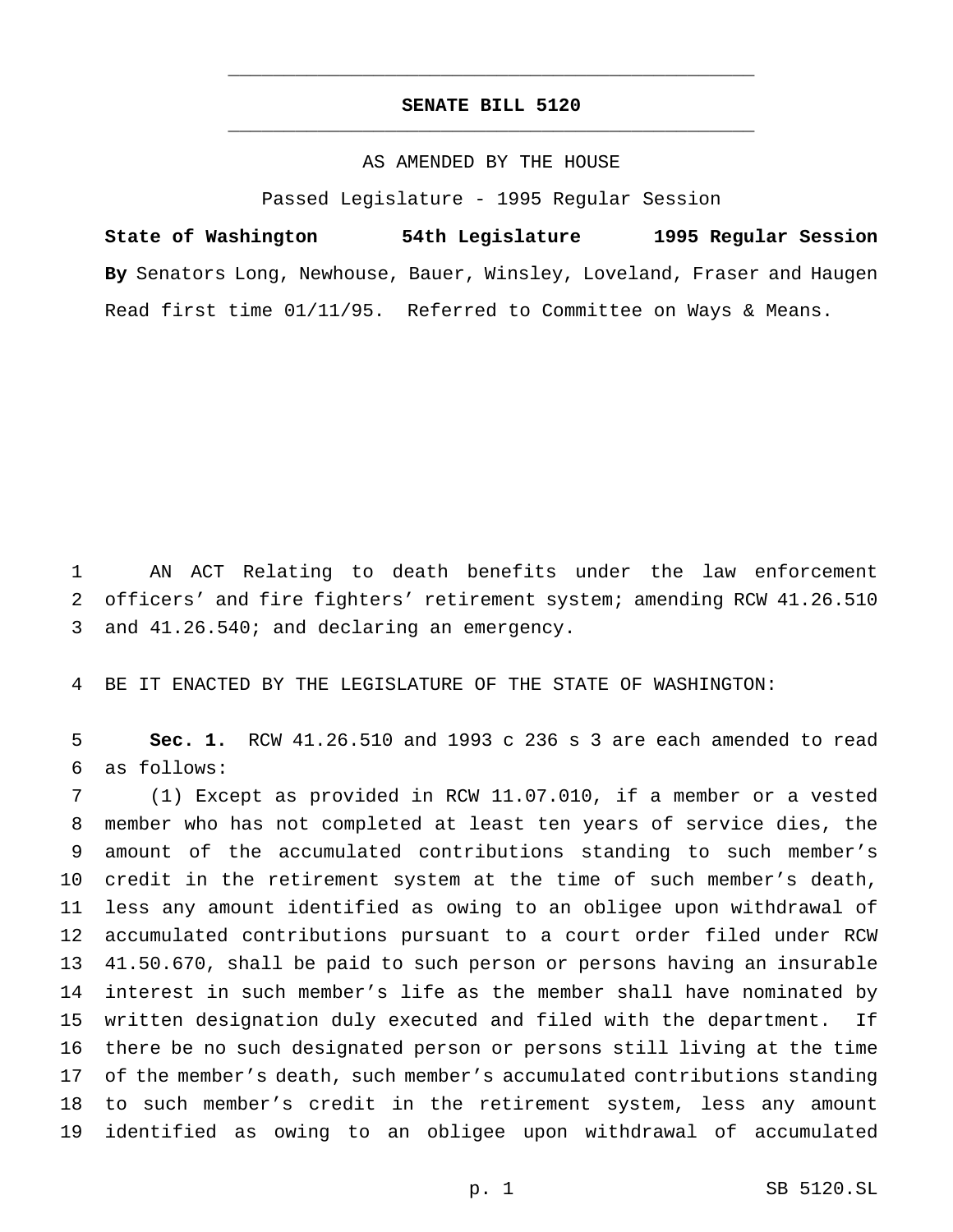# SENATE BILL 5120

AS AMENDED BY THE HOUSE

Passed Legislature - 1995 Regular Session

**State of Washington 54th Legislature 1995 Regular Session**

**By** Senators Long, Newhouse, Bauer, Winsley, Loveland, Fraser and Haugen

Read first time 01/11/95. Referred to Committee on Ways & Means.

AN ACT Relating to death benefits under the law enforcement officers' and fire fighters' retirement system; amending RCW 41.26.510 and 41.26.540; and declaring an emergency.

BE IT ENACTED BY THE LEGISLATURE OF THE STATE OF WASHINGTON:

**Sec. 1.** RCW 41.26.510 and 1993 c 236 s 3 are each amended to read as follows:

(1) Except as provided in RCW 11.07.010, if a member or a vested member who has not completed at least ten years of service dies, the amount of the accumulated contributions standing to such member's credit in the retirement system at the time of such member's death, less any amount identified as owing to an obligee upon withdrawal of accumulated contributions pursuant to a court order filed under RCW 41.50.670, shall be paid to such person or persons having an insurable interest in such member's life as the member shall have nominated by written designation duly executed and filed with the department. If there be no such designated person or persons still living at the time of the member's death, such member's accumulated contributions standing to such member's credit in the retirement system, less any amount identified as owing to an obligee upon withdrawal of accumulated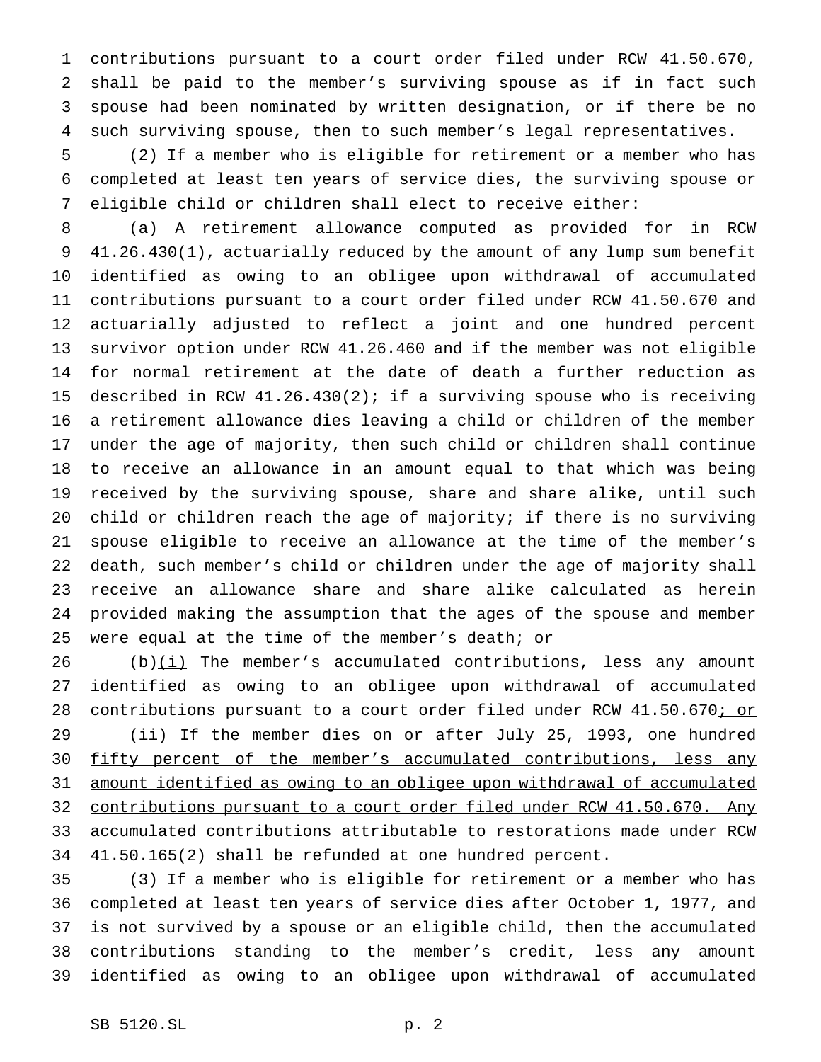contributions pursuant to a court order filed under RCW 41.50.670, shall be paid to the member's surviving spouse as if in fact such spouse had been nominated by written designation, or if there be no such surviving spouse, then to such member's legal representatives.

(2) If a member who is eligible for retirement or a member who has completed at least ten years of service dies, the surviving spouse or eligible child or children shall elect to receive either:

(a) A retirement allowance computed as provided for in RCW 41.26.430(1), actuarially reduced by the amount of any lump sum benefit identified as owing to an obligee upon withdrawal of accumulated contributions pursuant to a court order filed under RCW 41.50.670 and actuarially adjusted to reflect a joint and one hundred percent survivor option under RCW 41.26.460 and if the member was not eligible for normal retirement at the date of death a further reduction as described in RCW 41.26.430(2); if a surviving spouse who is receiving a retirement allowance dies leaving a child or children of the member under the age of majority, then such child or children shall continue to receive an allowance in an amount equal to that which was being received by the surviving spouse, share and share alike, until such child or children reach the age of majority; if there is no surviving spouse eligible to receive an allowance at the time of the member's death, such member's child or children under the age of majority shall receive an allowance share and share alike calculated as herein provided making the assumption that the ages of the spouse and member were equal at the time of the member's death; or

(b)(i) The member's accumulated contributions, less any amount identified as owing to an obligee upon withdrawal of accumulated contributions pursuant to a court order filed under RCW 41.50.670; or

(ii) If the member dies on or after July 25, 1993, one hundred fifty percent of the member's accumulated contributions, less any amount identified as owing to an obligee upon withdrawal of accumulated contributions pursuant to a court order filed under RCW 41.50.670. Any accumulated contributions attributable to restorations made under RCW 41.50.165(2) shall be refunded at one hundred percent.

(3) If a member who is eligible for retirement or a member who has completed at least ten years of service dies after October 1, 1977, and is not survived by a spouse or an eligible child, then the accumulated contributions standing to the member's credit, less any amount identified as owing to an obligee upon withdrawal of accumulated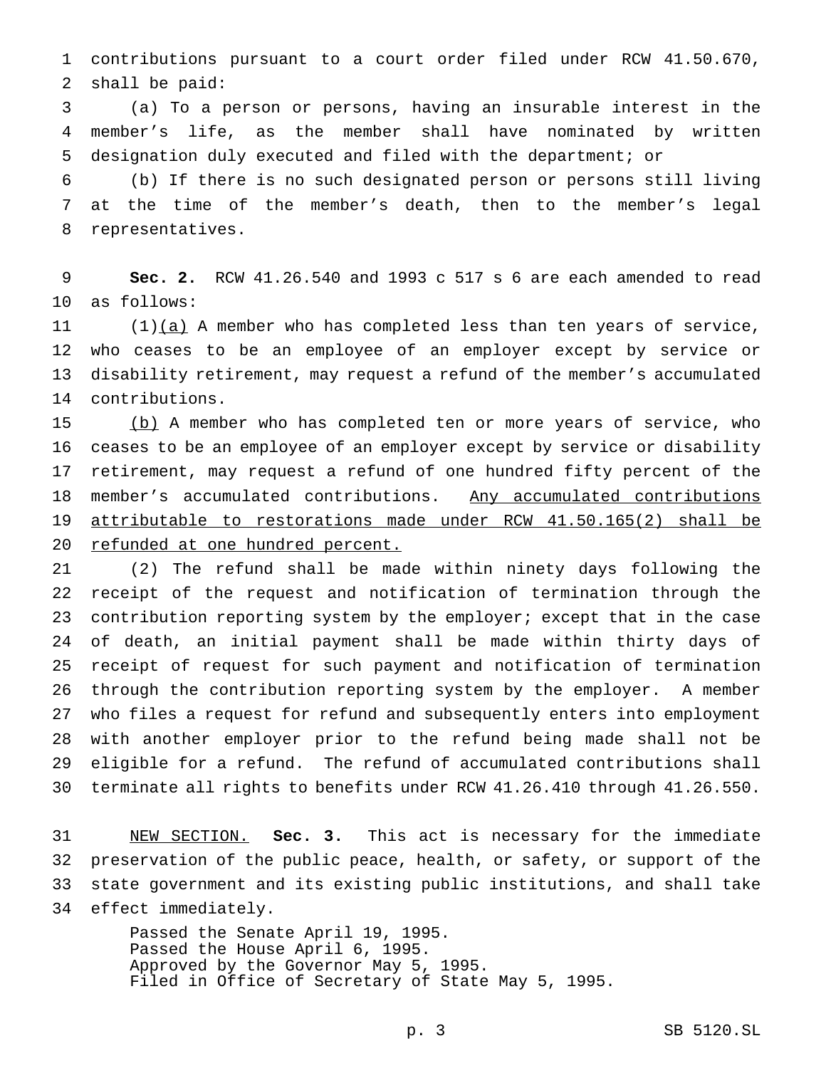contributions pursuant to a court order filed under RCW 41.50.670, shall be paid:

(a) To a person or persons, having an insurable interest in the member's life, as the member shall have nominated by written designation duly executed and filed with the department; or

(b) If there is no such designated person or persons still living at the time of the member's death, then to the member's legal representatives.

**Sec. 2.** RCW 41.26.540 and 1993 c 517 s 6 are each amended to read as follows:

(1)<u>(a)</u> A member who has completed less than ten years of service, who ceases to be an employee of an employer except by service or disability retirement, may request a refund of the member's accumulated contributions.

<u>(b)</u> A member who has completed ten or more years of service, who ceases to be an employee of an employer except by service or disability retirement, may request a refund of one hundred fifty percent of the member's accumulated contributions. <u>Any accumulated contributions attributable to restorations made under RCW 41.50.165(2) shall be refunded at one hundred percent.</u>

(2) The refund shall be made within ninety days following the receipt of the request and notification of termination through the contribution reporting system by the employer; except that in the case of death, an initial payment shall be made within thirty days of receipt of request for such payment and notification of termination through the contribution reporting system by the employer. A member who files a request for refund and subsequently enters into employment with another employer prior to the refund being made shall not be eligible for a refund. The refund of accumulated contributions shall terminate all rights to benefits under RCW 41.26.410 through 41.26.550.

<u>NEW SECTION.</u> **Sec. 3.** This act is necessary for the immediate preservation of the public peace, health, or safety, or support of the state government and its existing public institutions, and shall take effect immediately.

Passed the Senate April 19, 1995.
Passed the House April 6, 1995.
Approved by the Governor May 5, 1995.
Filed in Office of Secretary of State May 5, 1995.